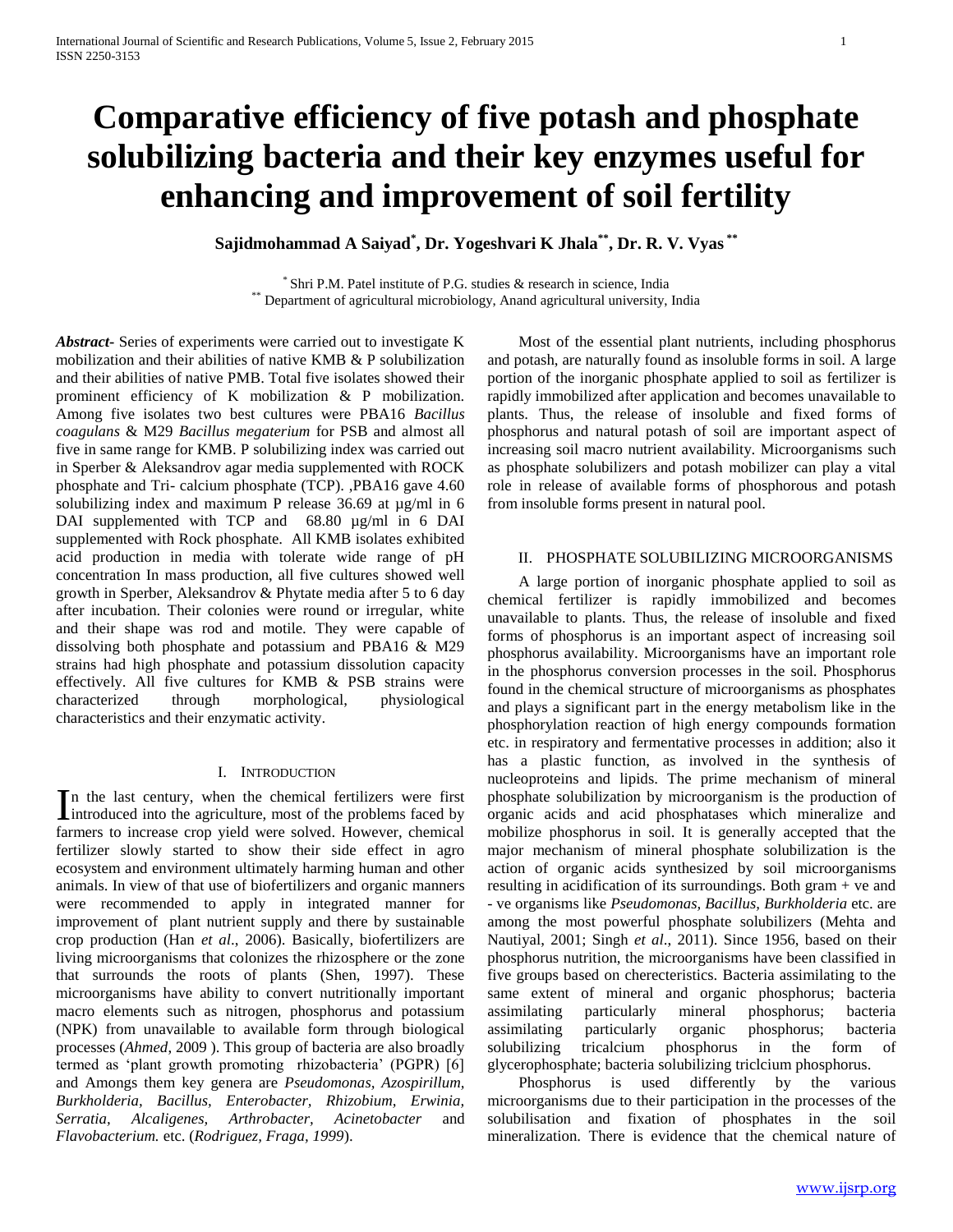# Comparative efficiency of five potash and phosphate solubilizing bacteria and their key enzymes useful for enhancing and improvement of soil fertility

**Sajidmohammad A Saiyad[*], Dr. Yogeshvari K Jhala[**], Dr. R. V. Vyas [**]**

[*] Shri P.M. Patel institute of P.G. studies & research in science, India
[**] Department of agricultural microbiology, Anand agricultural university, India

***Abstract*-** Series of experiments were carried out to investigate K mobilization and their abilities of native KMB & P solubilization and their abilities of native PMB. Total five isolates showed their prominent efficiency of K mobilization & P mobilization. Among five isolates two best cultures were PBA16 *Bacillus coagulans* & M29 *Bacillus megaterium* for PSB and almost all five in same range for KMB. P solubilizing index was carried out in Sperber & Aleksandrov agar media supplemented with ROCK phosphate & Tri- calcium phosphate (TCP). ,PBA16 gave 4.60 solubilizing index and maximum P release 36.69 at µg/ml in 6 DAI supplemented with TCP and 68.80 µg/ml in 6 DAI supplemented with Rock phosphate. All KMB isolates exhibited acid production in media with tolerate wide range of pH concentration In mass production, all five cultures showed well growth in Sperber, Aleksandrov & Phytate media after 5 to 6 day after incubation. Their colonies were round or irregular, white and their shape was rod and motile. They were capable of dissolving both phosphate and potassium and PBA16 & M29 strains had high phosphate and potassium dissolution capacity effectively. All five cultures for KMB & PSB strains were characterized through morphological, physiological characteristics and their enzymatic activity.

## I. Introduction

In the last century, when the chemical fertilizers were first introduced into the agriculture, most of the problems faced by farmers to increase crop yield were solved. However, chemical fertilizer slowly started to show their side effect in agro ecosystem and environment ultimately harming human and other animals. In view of that use of biofertilizers and organic manners were recommended to apply in integrated manner for improvement of plant nutrient supply and there by sustainable crop production (Han *et al*., 2006). Basically, biofertilizers are living microorganisms that colonizes the rhizosphere or the zone that surrounds the roots of plants (Shen, 1997). These microorganisms have ability to convert nutritionally important macro elements such as nitrogen, phosphorus and potassium (NPK) from unavailable to available form through biological processes (*Ahmed*, 2009 ). This group of bacteria are also broadly termed as 'plant growth promoting rhizobacteria' (PGPR) [6] and Amongs them key genera are *Pseudomonas, Azospirillum, Burkholderia, Bacillus, Enterobacter, Rhizobium, Erwinia, Serratia, Alcaligenes, Arthrobacter, Acinetobacter* and *Flavobacterium.* etc. (*Rodriguez, Fraga, 1999*).

Most of the essential plant nutrients, including phosphorus and potash, are naturally found as insoluble forms in soil. A large portion of the inorganic phosphate applied to soil as fertilizer is rapidly immobilized after application and becomes unavailable to plants. Thus, the release of insoluble and fixed forms of phosphorus and natural potash of soil are important aspect of increasing soil macro nutrient availability. Microorganisms such as phosphate solubilizers and potash mobilizer can play a vital role in release of available forms of phosphorous and potash from insoluble forms present in natural pool.

## II. Phosphate Solubilizing Microorganisms

A large portion of inorganic phosphate applied to soil as chemical fertilizer is rapidly immobilized and becomes unavailable to plants. Thus, the release of insoluble and fixed forms of phosphorus is an important aspect of increasing soil phosphorus availability. Microorganisms have an important role in the phosphorus conversion processes in the soil. Phosphorus found in the chemical structure of microorganisms as phosphates and plays a significant part in the energy metabolism like in the phosphorylation reaction of high energy compounds formation etc. in respiratory and fermentative processes in addition; also it has a plastic function, as involved in the synthesis of nucleoproteins and lipids. The prime mechanism of mineral phosphate solubilization by microorganism is the production of organic acids and acid phosphatases which mineralize and mobilize phosphorus in soil. It is generally accepted that the major mechanism of mineral phosphate solubilization is the action of organic acids synthesized by soil microorganisms resulting in acidification of its surroundings. Both gram + ve and - ve organisms like *Pseudomonas*, *Bacillus*, *Burkholderia* etc. are among the most powerful phosphate solubilizers (Mehta and Nautiyal, 2001; Singh *et al*., 2011). Since 1956, based on their phosphorus nutrition, the microorganisms have been classified in five groups based on cherecteristics. Bacteria assimilating to the same extent of mineral and organic phosphorus; bacteria assimilating particularly mineral phosphorus; bacteria assimilating particularly organic phosphorus; bacteria solubilizing tricalcium phosphorus in the form of glycerophosphate; bacteria solubilizing triclcium phosphorus.

Phosphorus is used differently by the various microorganisms due to their participation in the processes of the solubilisation and fixation of phosphates in the soil mineralization. There is evidence that the chemical nature of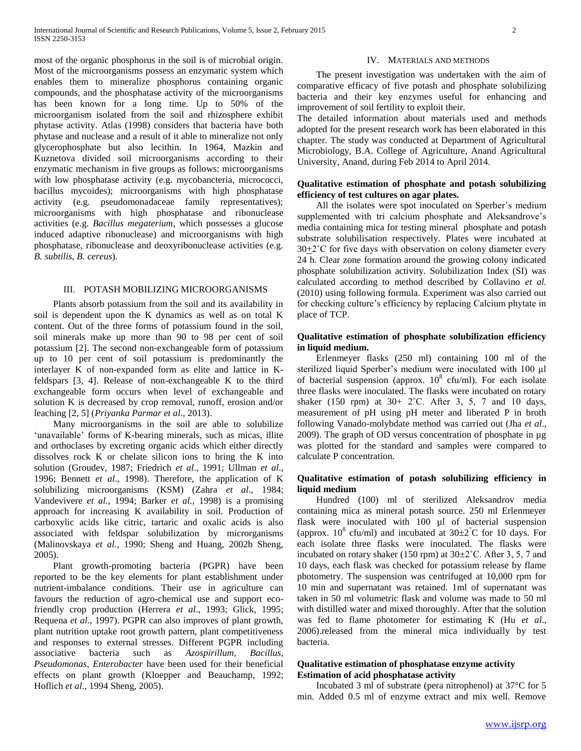most of the organic phosphorus in the soil is of microbial origin. Most of the microorganisms possess an enzymatic system which enables them to mineralize phosphorus containing organic compounds, and the phosphatase activity of the microorganisms has been known for a long time. Up to 50% of the microorganism isolated from the soil and rhizosphere exhibit phytase activity. Atlas (1998) considers that bacteria have both phytase and nuclease and a result of it able to mineralize not only glycerophosphate but also lecithin. In 1964, Mazkin and Kuznetova divided soil microorganisms according to their enzymatic mechanism in five groups as follows: microorganisms with low phosphatase activity (e.g. mycobancteria, micrococci, bacillus mycoides); microorganisms with high phosphatase activity (e.g. pseudomonadaceae family representatives); microorganisms with high phosphatase and ribonuclease activities (e.g. *Bacillus megaterium*, which possesses a glucose induced adaptive ribonuclease) and microorganisms with high phosphatase, ribonuclease and deoxyribonuclease activities (e.g. *B. subtilis*, *B. cereus*).

## III. POTASH MOBILIZING MICROORGANISMS

Plants absorb potassium from the soil and its availability in soil is dependent upon the K dynamics as well as on total K content. Out of the three forms of potassium found in the soil, soil minerals make up more than 90 to 98 per cent of soil potassium [2]. The second non-exchangeable form of potassium up to 10 per cent of soil potassium is predominantly the interlayer K of non-expanded form as elite and lattice in K-feldspars [3, 4]. Release of non-exchangeable K to the third exchangeable form occurs when level of exchangeable and solution K is decreased by crop removal, runoff, erosion and/or leaching [2, 5] (*Priyanka Parmar et al.*, 2013).

Many microorganisms in the soil are able to solubilize 'unavailable' forms of K-bearing minerals, such as micas, illite and orthoclases by excreting organic acids which either directly dissolves rock K or chelate silicon ions to bring the K into solution (Groudev, 1987; Friedrich *et al*., 1991; Ullman *et al*., 1996; Bennett *et al*., 1998). Therefore, the application of K solubilizing microorganisms (KSM) (Zahra *et al*., 1984; Vandevivere *et al.,* 1994; Barker *et al.,* 1998) is a promising approach for increasing K availability in soil. Production of carboxylic acids like citric, tartaric and oxalic acids is also associated with feldspar solubilization by microrganisms (Malinovskaya *et al.,* 1990; Sheng and Huang, 2002b Sheng, 2005).

Plant growth-promoting bacteria (PGPR) have been reported to be the key elements for plant establishment under nutrient-imbalance conditions. Their use in agriculture can favours the reduction of agro-chemical use and support eco-friendly crop production (Herrera *et al*., 1993; Glick, 1995; Requena *et al*., 1997). PGPR can also improves of plant growth, plant nutrition uptake root growth pattern, plant competitiveness and responses to external stresses. Different PGPR including associative bacteria such as *Azospirillum, Bacillus, Pseudomonas, Enterobacter* have been used for their beneficial effects on plant growth (Kloepper and Beauchamp, 1992; Hoflich *et al*., 1994 Sheng, 2005).

## IV. MATERIALS AND METHODS

The present investigation was undertaken with the aim of comparative efficacy of five potash and phosphate solubilizing bacteria and their key enzymes useful for enhancing and improvement of soil fertility to exploit their.

The detailed information about materials used and methods adopted for the present research work has been elaborated in this chapter. The study was conducted at Department of Agricultural Microbiology, B.A. College of Agriculture, Anand Agricultural University, Anand, during Feb 2014 to April 2014.

### Qualitative estimation of phosphate and potash solubilizing efficiency of test cultures on agar plates.

All the isolates were spot inoculated on Sperber's medium supplemented with tri calcium phosphate and Aleksandrove's media containing mica for testing mineral phosphate and potash substrate solubilisation respectively. Plates were incubated at 30±2˚C for five days with observation on colony diameter every 24 h. Clear zone formation around the growing colony indicated phosphate solubilization activity. Solubilization Index (SI) was calculated according to method described by Collavino *et al.* (2010) using following formula. Experiment was also carried out for checking culture's efficiency by replacing Calcium phytate in place of TCP.

### Qualitative estimation of phosphate solubilization efficiency in liquid medium.

Erlenmeyer flasks (250 ml) containing 100 ml of the sterilized liquid Sperber's medium were inoculated with 100 µl of bacterial suspension (approx. $10^8$ cfu/ml). For each isolate three flasks were inoculated. The flasks were incubated on rotary shaker (150 rpm) at 30+ 2˚C. After 3, 5, 7 and 10 days, measurement of pH using pH meter and liberated P in broth following Vanado-molybdate method was carried out (Jha *et al*., 2009). The graph of OD versus concentration of phosphate in µg was plotted for the standard and samples were compared to calculate P concentration.

### Qualitative estimation of potash solubilizing efficiency in liquid medium

Hundred (100) ml of sterilized Aleksandrov media containing mica as mineral potash source. 250 ml Erlenmeyer flask were inoculated with 100 µl of bacterial suspension (approx. $10^8$ cfu/ml) and incubated at 30±2˚C for 10 days. For each isolate three flasks were inoculated. The flasks were incubated on rotary shaker (150 rpm) at 30±2˚C. After 3, 5, 7 and 10 days, each flask was checked for potassium release by flame photometry. The suspension was centrifuged at 10,000 rpm for 10 min and supernatant was retained. 1ml of supernatant was taken in 50 ml volumetric flask and volume was made to 50 ml with distilled water and mixed thoroughly. After that the solution was fed to flame photometer for estimating K (Hu *et al*., 2006).released from the mineral mica individually by test bacteria.

### Qualitative estimation of phosphatase enzyme activity

### Estimation of acid phosphatase activity

Incubated 3 ml of substrate (pera nitrophenol) at 37°C for 5 min. Added 0.5 ml of enzyme extract and mix well. Remove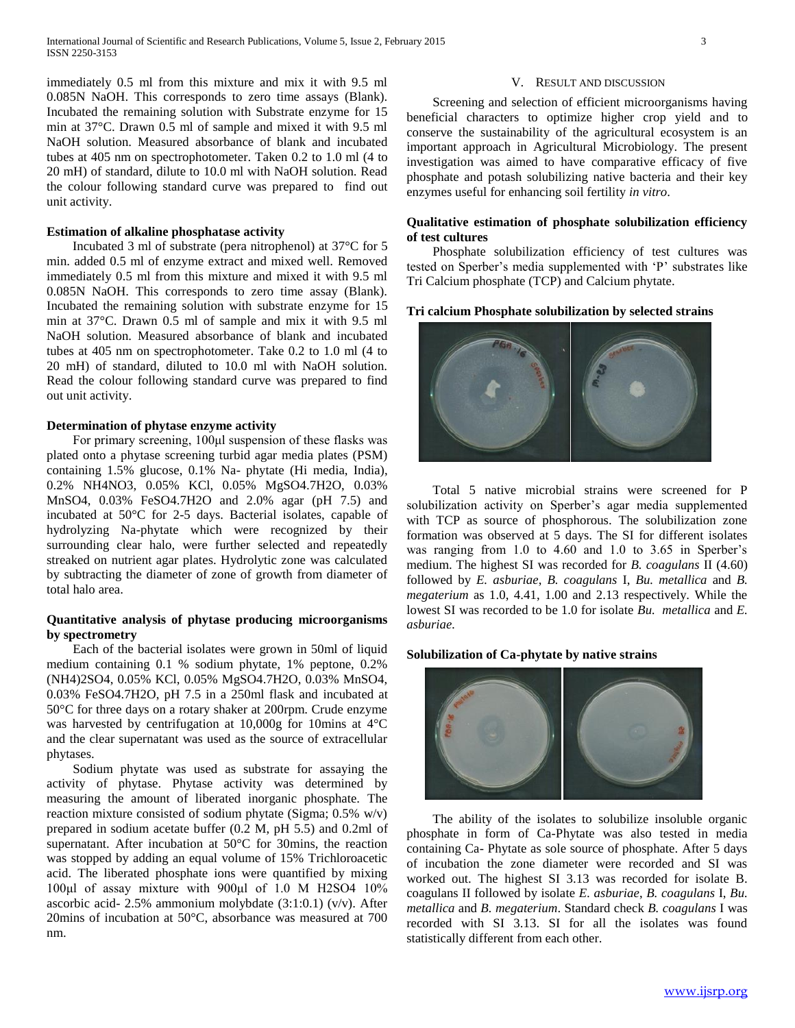immediately 0.5 ml from this mixture and mix it with 9.5 ml 0.085N NaOH. This corresponds to zero time assays (Blank). Incubated the remaining solution with Substrate enzyme for 15 min at 37°C. Drawn 0.5 ml of sample and mixed it with 9.5 ml NaOH solution. Measured absorbance of blank and incubated tubes at 405 nm on spectrophotometer. Taken 0.2 to 1.0 ml (4 to 20 mH) of standard, dilute to 10.0 ml with NaOH solution. Read the colour following standard curve was prepared to find out unit activity.

**Estimation of alkaline phosphatase activity**

Incubated 3 ml of substrate (pera nitrophenol) at 37°C for 5 min. added 0.5 ml of enzyme extract and mixed well. Removed immediately 0.5 ml from this mixture and mixed it with 9.5 ml 0.085N NaOH. This corresponds to zero time assay (Blank). Incubated the remaining solution with substrate enzyme for 15 min at 37°C. Drawn 0.5 ml of sample and mix it with 9.5 ml NaOH solution. Measured absorbance of blank and incubated tubes at 405 nm on spectrophotometer. Take 0.2 to 1.0 ml (4 to 20 mH) of standard, diluted to 10.0 ml with NaOH solution. Read the colour following standard curve was prepared to find out unit activity.

**Determination of phytase enzyme activity**

For primary screening, 100μl suspension of these flasks was plated onto a phytase screening turbid agar media plates (PSM) containing 1.5% glucose, 0.1% Na- phytate (Hi media, India), 0.2% $NH_4NO_3$, 0.05% KCl, 0.05% $MgSO_4.7H_2O$, 0.03% $MnSO_4$, 0.03% $FeSO_4.7H_2O$ and 2.0% agar (pH 7.5) and incubated at 50°C for 2-5 days. Bacterial isolates, capable of hydrolyzing Na-phytate which were recognized by their surrounding clear halo, were further selected and repeatedly streaked on nutrient agar plates. Hydrolytic zone was calculated by subtracting the diameter of zone of growth from diameter of total halo area.

**Quantitative analysis of phytase producing microorganisms by spectrometry**

Each of the bacterial isolates were grown in 50ml of liquid medium containing 0.1 % sodium phytate, 1% peptone, 0.2% $(NH_4)_2SO_4$, 0.05% KCl, 0.05% $MgSO_4.7H_2O$, 0.03% $MnSO_4$, 0.03% $FeSO_4.7H_2O$, pH 7.5 in a 250ml flask and incubated at 50°C for three days on a rotary shaker at 200rpm. Crude enzyme was harvested by centrifugation at 10,000g for 10mins at 4°C and the clear supernatant was used as the source of extracellular phytases.

Sodium phytate was used as substrate for assaying the activity of phytase. Phytase activity was determined by measuring the amount of liberated inorganic phosphate. The reaction mixture consisted of sodium phytate (Sigma; 0.5% w/v) prepared in sodium acetate buffer (0.2 M, pH 5.5) and 0.2ml of supernatant. After incubation at 50°C for 30mins, the reaction was stopped by adding an equal volume of 15% Trichloroacetic acid. The liberated phosphate ions were quantified by mixing 100μl of assay mixture with 900μl of 1.0 M $H_2SO_4$ 10% ascorbic acid- 2.5% ammonium molybdate (3:1:0.1) (v/v). After 20mins of incubation at 50°C, absorbance was measured at 700 nm.

## V. Result and Discussion

Screening and selection of efficient microorganisms having beneficial characters to optimize higher crop yield and to conserve the sustainability of the agricultural ecosystem is an important approach in Agricultural Microbiology. The present investigation was aimed to have comparative efficacy of five phosphate and potash solubilizing native bacteria and their key enzymes useful for enhancing soil fertility *in vitro*.

**Qualitative estimation of phosphate solubilization efficiency of test cultures**

Phosphate solubilization efficiency of test cultures was tested on Sperber's media supplemented with 'P' substrates like Tri Calcium phosphate (TCP) and Calcium phytate.

**Tri calcium Phosphate solubilization by selected strains**

Total 5 native microbial strains were screened for P solubilization activity on Sperber's agar media supplemented with TCP as source of phosphorous. The solubilization zone formation was observed at 5 days. The SI for different isolates was ranging from 1.0 to 4.60 and 1.0 to 3.65 in Sperber's medium. The highest SI was recorded for *B. coagulans* II (4.60) followed by *E. asburiae*, *B. coagulans* I, *Bu. metallica* and *B. megaterium* as 1.0, 4.41, 1.00 and 2.13 respectively. While the lowest SI was recorded to be 1.0 for isolate *Bu. metallica* and *E. asburiae.*

**Solubilization of Ca-phytate by native strains**

The ability of the isolates to solubilize insoluble organic phosphate in form of Ca-Phytate was also tested in media containing Ca- Phytate as sole source of phosphate. After 5 days of incubation the zone diameter were recorded and SI was worked out. The highest SI 3.13 was recorded for isolate B. coagulans II followed by isolate *E. asburiae*, *B. coagulans* I, *Bu. metallica* and *B. megaterium*. Standard check *B. coagulans* I was recorded with SI 3.13. SI for all the isolates was found statistically different from each other.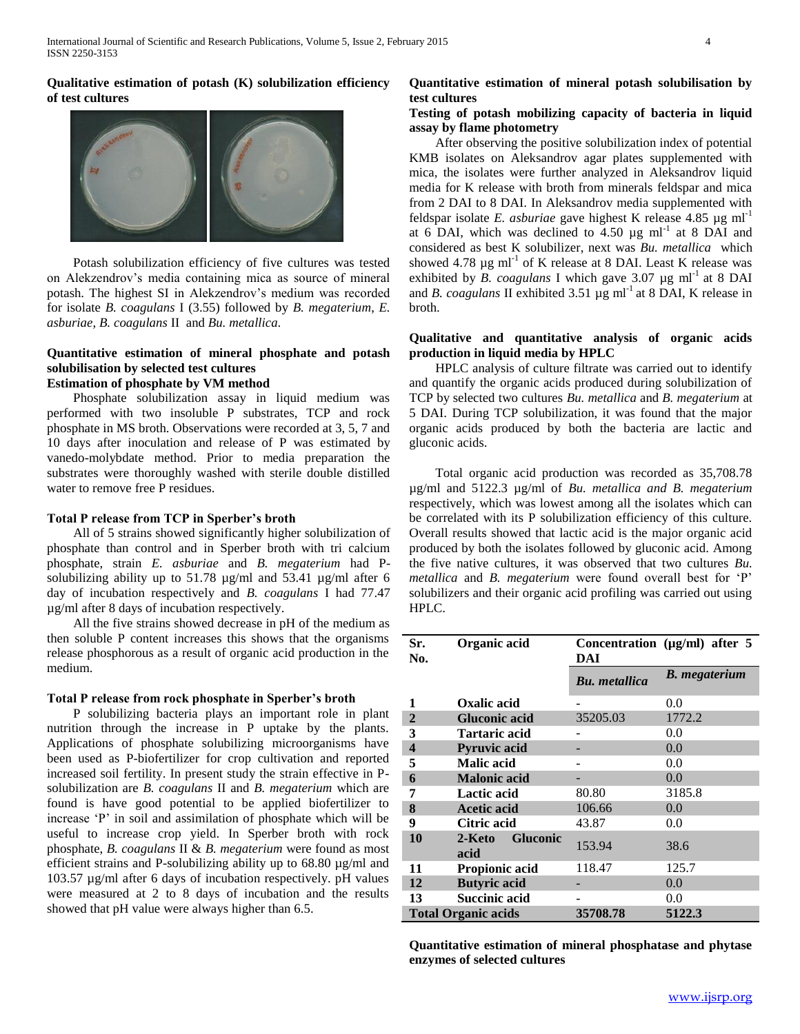**Qualitative estimation of potash (K) solubilization efficiency of test cultures**

Potash solubilization efficiency of five cultures was tested on Alekzendrov's media containing mica as source of mineral potash. The highest SI in Alekzendrov's medium was recorded for isolate *B. coagulans* I (3.55) followed by *B. megaterium*, *E. asburiae*, *B. coagulans* II and *Bu. metallica*.

**Quantitative estimation of mineral phosphate and potash solubilisation by selected test cultures**

**Estimation of phosphate by VM method**

Phosphate solubilization assay in liquid medium was performed with two insoluble P substrates, TCP and rock phosphate in MS broth. Observations were recorded at 3, 5, 7 and 10 days after inoculation and release of P was estimated by vanedo-molybdate method. Prior to media preparation the substrates were thoroughly washed with sterile double distilled water to remove free P residues.

**Total P release from TCP in Sperber's broth**

All of 5 strains showed significantly higher solubilization of phosphate than control and in Sperber broth with tri calcium phosphate, strain *E. asburiae* and *B. megaterium* had P-solubilizing ability up to 51.78 µg/ml and 53.41 µg/ml after 6 day of incubation respectively and *B. coagulans* I had 77.47 µg/ml after 8 days of incubation respectively.

All the five strains showed decrease in pH of the medium as then soluble P content increases this shows that the organisms release phosphorous as a result of organic acid production in the medium.

**Total P release from rock phosphate in Sperber's broth**

P solubilizing bacteria plays an important role in plant nutrition through the increase in P uptake by the plants. Applications of phosphate solubilizing microorganisms have been used as P-biofertilizer for crop cultivation and reported increased soil fertility. In present study the strain effective in P-solubilization are *B. coagulans* II and *B. megaterium* which are found is have good potential to be applied biofertilizer to increase 'P' in soil and assimilation of phosphate which will be useful to increase crop yield. In Sperber broth with rock phosphate, *B. coagulans* II & *B. megaterium* were found as most efficient strains and P-solubilizing ability up to 68.80 µg/ml and 103.57 µg/ml after 6 days of incubation respectively. pH values were measured at 2 to 8 days of incubation and the results showed that pH value were always higher than 6.5.

**Quantitative estimation of mineral potash solubilisation by test cultures**

**Testing of potash mobilizing capacity of bacteria in liquid assay by flame photometry**

After observing the positive solubilization index of potential KMB isolates on Aleksandrov agar plates supplemented with mica, the isolates were further analyzed in Aleksandrov liquid media for K release with broth from minerals feldspar and mica from 2 DAI to 8 DAI. In Aleksandrov media supplemented with feldspar isolate *E. asburiae* gave highest K release 4.85 µg $ml^{-1}$ at 6 DAI, which was declined to 4.50 µg $ml^{-1}$ at 8 DAI and considered as best K solubilizer, next was *Bu. metallica* which showed 4.78 µg $ml^{-1}$ of K release at 8 DAI. Least K release was exhibited by *B. coagulans* I which gave 3.07 µg $ml^{-1}$ at 8 DAI and *B. coagulans* II exhibited 3.51 µg $ml^{-1}$ at 8 DAI, K release in broth.

**Qualitative and quantitative analysis of organic acids production in liquid media by HPLC**

HPLC analysis of culture filtrate was carried out to identify and quantify the organic acids produced during solubilization of TCP by selected two cultures *Bu. metallica* and *B. megaterium* at 5 DAI. During TCP solubilization, it was found that the major organic acids produced by both the bacteria are lactic and gluconic acids.

Total organic acid production was recorded as 35,708.78 µg/ml and 5122.3 µg/ml of *Bu. metallica and B. megaterium* respectively, which was lowest among all the isolates which can be correlated with its P solubilization efficiency of this culture. Overall results showed that lactic acid is the major organic acid produced by both the isolates followed by gluconic acid. Among the five native cultures, it was observed that two cultures *Bu. metallica* and *B. megaterium* were found overall best for 'P' solubilizers and their organic acid profiling was carried out using HPLC.

| Sr. No. | Organic acid | Concentration (µg/ml) after 5 DAI | |
|---|---|---|---|
| | | *Bu. metallica* | *B. megaterium* |
| 1 | Oxalic acid | - | 0.0 |
| 2 | Gluconic acid | 35205.03 | 1772.2 |
| 3 | Tartaric acid | - | 0.0 |
| 4 | Pyruvic acid | - | 0.0 |
| 5 | Malic acid | - | 0.0 |
| 6 | Malonic acid | - | 0.0 |
| 7 | Lactic acid | 80.80 | 3185.8 |
| 8 | Acetic acid | 106.66 | 0.0 |
| 9 | Citric acid | 43.87 | 0.0 |
| 10 | 2-Keto Gluconic acid | 153.94 | 38.6 |
| 11 | Propionic acid | 118.47 | 125.7 |
| 12 | Butyric acid | - | 0.0 |
| 13 | Succinic acid | - | 0.0 |
| **Total Organic acids** | | **35708.78** | **5122.3** |

**Quantitative estimation of mineral phosphatase and phytase enzymes of selected cultures**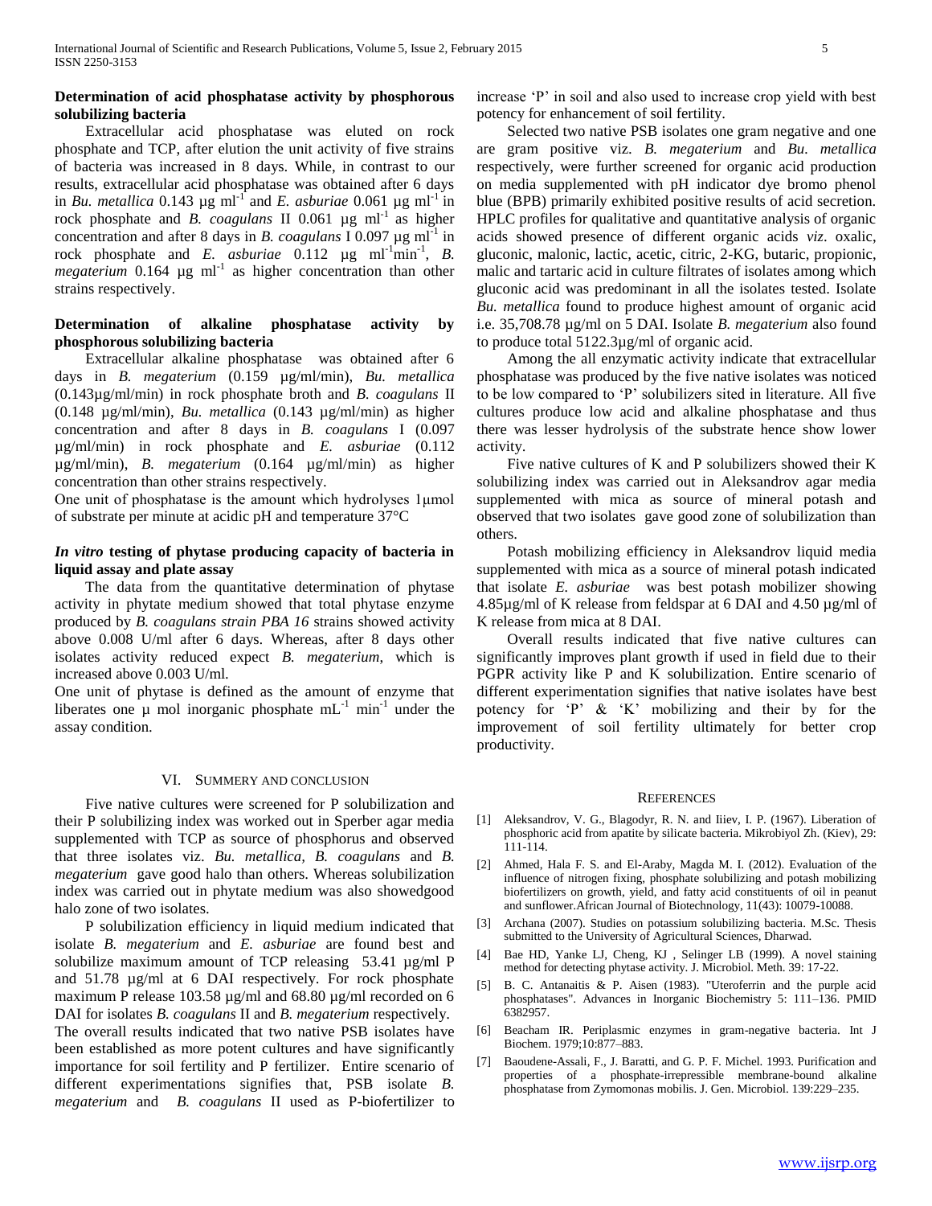**Determination of acid phosphatase activity by phosphorous solubilizing bacteria**

Extracellular acid phosphatase was eluted on rock phosphate and TCP, after elution the unit activity of five strains of bacteria was increased in 8 days. While, in contrast to our results, extracellular acid phosphatase was obtained after 6 days in *Bu. metallica* 0.143 µg $ml^{-1}$ and *E. asburiae* 0.061 µg $ml^{-1}$ in rock phosphate and *B. coagulans* II 0.061 µg $ml^{-1}$ as higher concentration and after 8 days in *B. coagulans* I 0.097 µg $ml^{-1}$ in rock phosphate and *E. asburiae* 0.112 µg $ml^{-1}min^{-1}$, *B. megaterium* 0.164 µg $ml^{-1}$ as higher concentration than other strains respectively.

**Determination of alkaline phosphatase activity by phosphorous solubilizing bacteria**

Extracellular alkaline phosphatase was obtained after 6 days in *B. megaterium* (0.159 µg/ml/min), *Bu. metallica* (0.143µg/ml/min) in rock phosphate broth and *B. coagulans* II (0.148 µg/ml/min), *Bu. metallica* (0.143 µg/ml/min) as higher concentration and after 8 days in *B. coagulans* I (0.097 µg/ml/min) in rock phosphate and *E. asburiae* (0.112 µg/ml/min), *B. megaterium* (0.164 µg/ml/min) as higher concentration than other strains respectively.

One unit of phosphatase is the amount which hydrolyses 1µmol of substrate per minute at acidic pH and temperature 37°C

***In vitro* testing of phytase producing capacity of bacteria in liquid assay and plate assay**

The data from the quantitative determination of phytase activity in phytate medium showed that total phytase enzyme produced by *B. coagulans strain PBA 16* strains showed activity above 0.008 U/ml after 6 days. Whereas, after 8 days other isolates activity reduced expect *B. megaterium*, which is increased above 0.003 U/ml.

One unit of phytase is defined as the amount of enzyme that liberates one µ mol inorganic phosphate $mL^{-1}$ $min^{-1}$ under the assay condition.

## VI. Summery and Conclusion

Five native cultures were screened for P solubilization and their P solubilizing index was worked out in Sperber agar media supplemented with TCP as source of phosphorus and observed that three isolates viz. *Bu. metallica, B. coagulans* and *B. megaterium* gave good halo than others. Whereas solubilization index was carried out in phytate medium was also showedgood halo zone of two isolates.

P solubilization efficiency in liquid medium indicated that isolate *B. megaterium* and *E. asburiae* are found best and solubilize maximum amount of TCP releasing 53.41 µg/ml P and 51.78 µg/ml at 6 DAI respectively. For rock phosphate maximum P release 103.58 µg/ml and 68.80 µg/ml recorded on 6 DAI for isolates *B. coagulans* II and *B. megaterium* respectively.

The overall results indicated that two native PSB isolates have been established as more potent cultures and have significantly importance for soil fertility and P fertilizer. Entire scenario of different experimentations signifies that, PSB isolate *B. megaterium* and *B. coagulans* II used as P-biofertilizer to increase 'P' in soil and also used to increase crop yield with best potency for enhancement of soil fertility.

Selected two native PSB isolates one gram negative and one are gram positive viz. *B. megaterium* and *Bu. metallica* respectively, were further screened for organic acid production on media supplemented with pH indicator dye bromo phenol blue (BPB) primarily exhibited positive results of acid secretion. HPLC profiles for qualitative and quantitative analysis of organic acids showed presence of different organic acids *viz*. oxalic, gluconic, malonic, lactic, acetic, citric, 2-KG, butaric, propionic, malic and tartaric acid in culture filtrates of isolates among which gluconic acid was predominant in all the isolates tested. Isolate *Bu. metallica* found to produce highest amount of organic acid i.e. 35,708.78 µg/ml on 5 DAI. Isolate *B. megaterium* also found to produce total 5122.3µg/ml of organic acid.

Among the all enzymatic activity indicate that extracellular phosphatase was produced by the five native isolates was noticed to be low compared to 'P' solubilizers sited in literature. All five cultures produce low acid and alkaline phosphatase and thus there was lesser hydrolysis of the substrate hence show lower activity.

Five native cultures of K and P solubilizers showed their K solubilizing index was carried out in Aleksandrov agar media supplemented with mica as source of mineral potash and observed that two isolates gave good zone of solubilization than others.

Potash mobilizing efficiency in Aleksandrov liquid media supplemented with mica as a source of mineral potash indicated that isolate *E. asburiae* was best potash mobilizer showing 4.85µg/ml of K release from feldspar at 6 DAI and 4.50 µg/ml of K release from mica at 8 DAI.

Overall results indicated that five native cultures can significantly improves plant growth if used in field due to their PGPR activity like P and K solubilization. Entire scenario of different experimentation signifies that native isolates have best potency for 'P' & 'K' mobilizing and their by for the improvement of soil fertility ultimately for better crop productivity.

## References

[1] Aleksandrov, V. G., Blagodyr, R. N. and Iiiev, I. P. (1967). Liberation of phosphoric acid from apatite by silicate bacteria. Mikrobiyol Zh. (Kiev), 29: 111-114.

[2] Ahmed, Hala F. S. and El-Araby, Magda M. I. (2012). Evaluation of the influence of nitrogen fixing, phosphate solubilizing and potash mobilizing biofertilizers on growth, yield, and fatty acid constituents of oil in peanut and sunflower.African Journal of Biotechnology, 11(43): 10079-10088.

[3] Archana (2007). Studies on potassium solubilizing bacteria. M.Sc. Thesis submitted to the University of Agricultural Sciences, Dharwad.

[4] Bae HD, Yanke LJ, Cheng, KJ , Selinger LB (1999). A novel staining method for detecting phytase activity. J. Microbiol. Meth. 39: 17-22.

[5] B. C. Antanaitis & P. Aisen (1983). "Uteroferrin and the purple acid phosphatases". Advances in Inorganic Biochemistry 5: 111–136. PMID 6382957.

[6] Beacham IR. Periplasmic enzymes in gram-negative bacteria. Int J Biochem. 1979;10:877–883.

[7] Baoudene-Assali, F., J. Baratti, and G. P. F. Michel. 1993. Purification and properties of a phosphate-irrepressible membrane-bound alkaline phosphatase from Zymomonas mobilis. J. Gen. Microbiol. 139:229–235.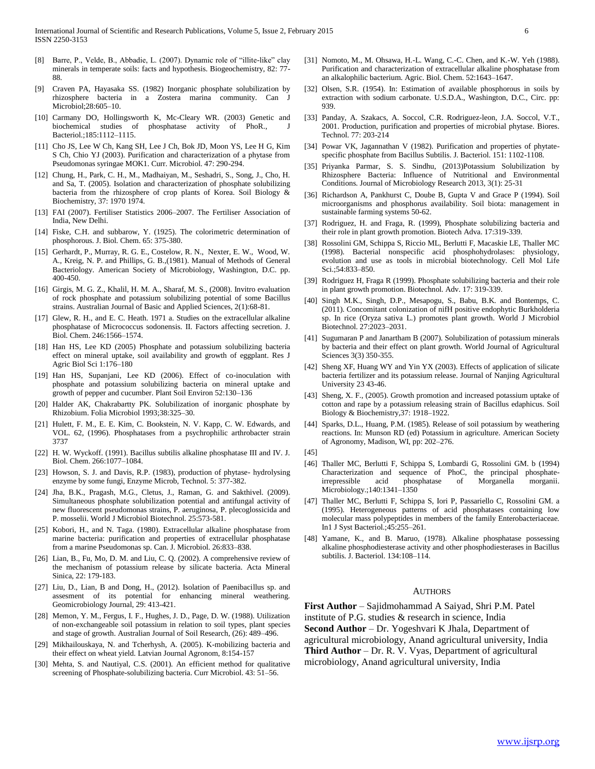[8] Barre, P., Velde, B., Abbadie, L. (2007). Dynamic role of "illite-like" clay minerals in temperate soils: facts and hypothesis. Biogeochemistry, 82: 77-88.

[9] Craven PA, Hayasaka SS. (1982) Inorganic phosphate solubilization by rhizosphere bacteria in a Zostera marina community. Can J Microbiol;28:605–10.

[10] Carmany DO, Hollingsworth K, Mc-Cleary WR. (2003) Genetic and biochemical studies of phosphatase activity of PhoR., J Bacteriol.;185:1112–1115.

[11] Cho JS, Lee W Ch, Kang SH, Lee J Ch, Bok JD, Moon YS, Lee H G, Kim S Ch, Chio YJ (2003). Purification and characterization of a phytase from Pseudomonas syringae MOK1. Curr. Microbiol. 47: 290-294.

[12] Chung, H., Park, C. H., M., Madhaiyan, M., Seshadri, S., Song, J., Cho, H. and Sa, T. (2005). Isolation and characterization of phosphate solubilizing bacteria from the rhizosphere of crop plants of Korea. Soil Biology & Biochemistry, 37: 1970 1974.

[13] FAI (2007). Fertiliser Statistics 2006–2007. The Fertiliser Association of India, New Delhi.

[14] Fiske, C.H. and subbarow, Y. (1925). The colorimetric determination of phosphorous. J. Biol. Chem. 65: 375-380.

[15] Gerhardt, P., Murray, R. G. E., Costelow, R. N., Nexter, E. W., Wood, W. A., Kreig, N. P. and Phillips, G. B.,(1981). Manual of Methods of General Bacteriology. American Society of Microbiology, Washington, D.C. pp. 400-450.

[16] Girgis, M. G. Z., Khalil, H. M. A., Sharaf, M. S., (2008). Invitro evaluation of rock phosphate and potassium solubilizing potential of some Bacillus strains. Australian Journal of Basic and Applied Sciences, 2(1):68-81.

[17] Glew, R. H., and E. C. Heath. 1971 a. Studies on the extracellular alkaline phosphatase of Micrococcus sodonensis. II. Factors affecting secretion. J. Biol. Chem. 246:1566–1574.

[18] Han HS, Lee KD (2005) Phosphate and potassium solubilizing bacteria effect on mineral uptake, soil availability and growth of eggplant. Res J Agric Biol Sci 1:176–180

[19] Han HS, Supanjani, Lee KD (2006). Effect of co-inoculation with phosphate and potassium solubilizing bacteria on mineral uptake and growth of pepper and cucumber. Plant Soil Environ 52:130–136

[20] Halder AK, Chakrabartty PK. Solubilization of inorganic phosphate by Rhizobium. Folia Microbiol 1993;38:325–30.

[21] Hulett, F. M., E. E. Kim, C. Bookstein, N. V. Kapp, C. W. Edwards, and VOL. 62, (1996). Phosphatases from a psychrophilic arthrobacter strain 3737

[22] H. W. Wyckoff. (1991). Bacillus subtilis alkaline phosphatase III and IV. J. Biol. Chem. 266:1077–1084.

[23] Howson, S. J. and Davis, R.P. (1983), production of phytase- hydrolysing enzyme by some fungi, Enzyme Microb, Technol. 5: 377-382.

[24] Jha, B.K., Pragash, M.G., Cletus, J., Raman, G. and Sakthivel. (2009). Simultaneous phosphate solubilization potential and antifungal activity of new fluorescent pseudomonas strains, P. aeruginosa, P. plecoglossicida and P. mosselii. World J Microbiol Biotechnol. 25:573-581.

[25] Kobori, H., and N. Taga. (1980). Extracellular alkaline phosphatase from marine bacteria: purification and properties of extracellular phosphatase from a marine Pseudomonas sp. Can. J. Microbiol. 26:833–838.

[26] Lian, B., Fu, Mo, D. M. and Liu, C. Q. (2002). A comprehensive review of the mechanism of potassium release by silicate bacteria. Acta Mineral Sinica, 22: 179-183.

[27] Liu, D., Lian, B and Dong, H., (2012). Isolation of Paenibacillus sp. and assesment of its potential for enhancing mineral weathering. Geomicrobiology Journal, 29: 413-421.

[28] Memon, Y. M., Fergus, I. F., Hughes, J. D., Page, D. W. (1988). Utilization of non-exchangeable soil potassium in relation to soil types, plant species and stage of growth. Australian Journal of Soil Research, (26): 489–496.

[29] Mikhailouskaya, N. and Tcherhysh, A. (2005). K-mobilizing bacteria and their effect on wheat yield. Latvian Journal Agronom, 8:154-157

[30] Mehta, S. and Nautiyal, C.S. (2001). An efficient method for qualitative screening of Phosphate-solubilizing bacteria. Curr Microbiol. 43: 51–56.

[31] Nomoto, M., M. Ohsawa, H.-L. Wang, C.-C. Chen, and K.-W. Yeh (1988). Purification and characterization of extracellular alkaline phosphatase from an alkalophilic bacterium. Agric. Biol. Chem. 52:1643–1647.

[32] Olsen, S.R. (1954). In: Estimation of available phosphorous in soils by extraction with sodium carbonate. U.S.D.A., Washington, D.C., Circ. pp: 939.

[33] Panday, A. Szakacs, A. Soccol, C.R. Rodriguez-leon, J.A. Soccol, V.T., 2001. Production, purification and properties of microbial phytase. Biores. Technol. 77: 203-214

[34] Powar VK, Jagannathan V (1982). Purification and properties of phytate-specific phosphate from Bacillus Subtilis. J. Bacteriol. 151: 1102-1108.

[35] Priyanka Parmar, S. S. Sindhu, (2013)Potassium Solubilization by Rhizosphere Bacteria: Influence of Nutritional and Environmental Conditions. Journal of Microbiology Research 2013, 3(1): 25-31

[36] Richardson A, Pankhurst C, Doube B, Gupta V and Grace P (1994). Soil microorganisms and phosphorus availability. Soil biota: management in sustainable farming systems 50-62.

[37] Rodriguez, H. and Fraga, R. (1999), Phosphate solubilizing bacteria and their role in plant growth promotion. Biotech Adva. 17:319-339.

[38] Rossolini GM, Schippa S, Riccio ML, Berlutti F, Macaskie LE, Thaller MC (1998). Bacterial nonspecific acid phosphohydrolases: physiology, evolution and use as tools in microbial biotechnology. Cell Mol Life Sci.;54:833–850.

[39] Rodriguez H, Fraga R (1999). Phosphate solubilizing bacteria and their role in plant growth promotion. Biotechnol. Adv. 17: 319-339.

[40] Singh M.K., Singh, D.P., Mesapogu, S., Babu, B.K. and Bontemps, C. (2011). Concomitant colonization of nifH positive endophytic Burkholderia sp. In rice (Oryza sativa L.) promotes plant growth. World J Microbiol Biotechnol. 27:2023–2031.

[41] Sugumaran P and Janartham B (2007). Solubilization of potassium minerals by bacteria and their effect on plant growth. World Journal of Agricultural Sciences 3(3) 350-355.

[42] Sheng XF, Huang WY and Yin YX (2003). Effects of application of silicate bacteria fertilizer and its potassium release. Journal of Nanjing Agricultural University 23 43-46.

[43] Sheng, X. F., (2005). Growth promotion and increased potassium uptake of cotton and rape by a potassium releasing strain of Bacillus edaphicus. Soil Biology & Biochemistry,37: 1918–1922.

[44] Sparks, D.L., Huang, P.M. (1985). Release of soil potassium by weathering reactions. In: Munson RD (ed) Potassium in agriculture. American Society of Agronomy, Madison, WI, pp: 202–276.

[45]

[46] Thaller MC, Berlutti F, Schippa S, Lombardi G, Rossolini GM. b (1994) Characterization and sequence of PhoC, the principal phosphate-irrepressible acid phosphatase of Morganella morganii. Microbiology.;140:1341–1350

[47] Thaller MC, Berlutti F, Schippa S, Iori P, Passariello C, Rossolini GM. a (1995). Heterogeneous patterns of acid phosphatases containing low molecular mass polypeptides in members of the family Enterobacteriaceae. In1 J Syst Bacteriol.;45:255–261.

[48] Yamane, K., and B. Maruo, (1978). Alkaline phosphatase possessing alkaline phosphodiesterase activity and other phosphodiesterases in Bacillus subtilis. J. Bacteriol. 134:108–114.

## AUTHORS

**First Author** – Sajidmohammad A Saiyad, Shri P.M. Patel institute of P.G. studies & research in science, India

**Second Author** – Dr. Yogeshvari K Jhala, Department of agricultural microbiology, Anand agricultural university, India

**Third Author** – Dr. R. V. Vyas, Department of agricultural microbiology, Anand agricultural university, India